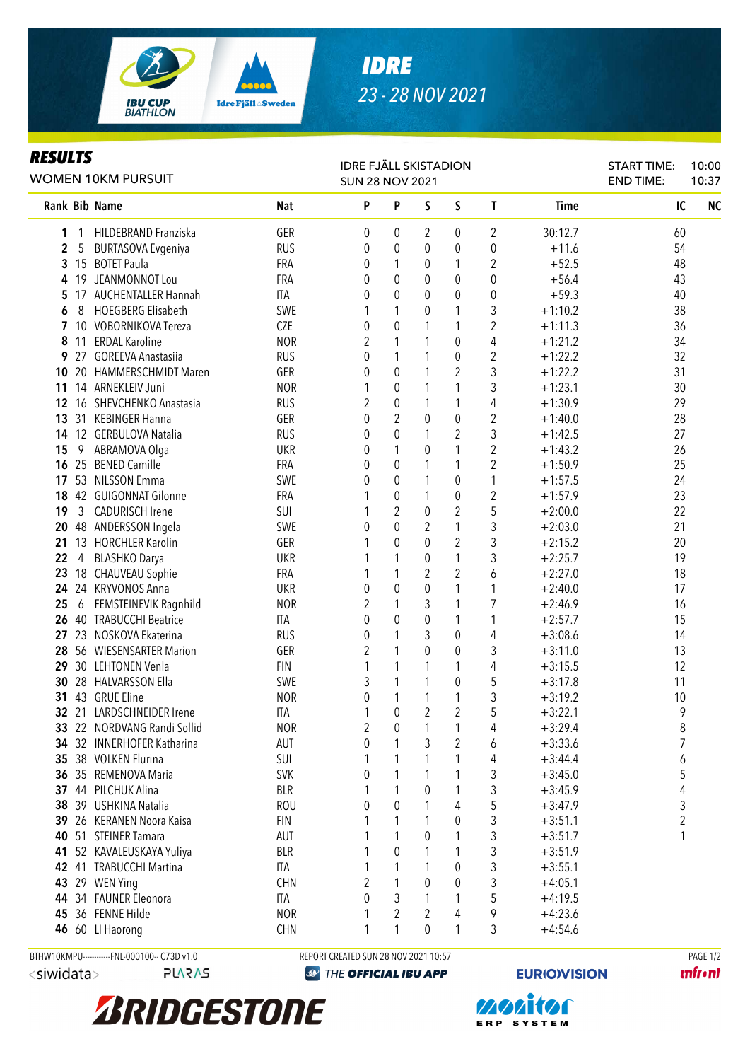# IDRE

23 - 28 NOV 2021

## RESULTS

WOMEN 10KM PURSUIT

IDRE FJÄLL SKISTADION
SUN 28 NOV 2021

START TIME: 10:00
END TIME: 10:37

| Rank | Bib | Name | Nat | P | P | S | S | T | Time | IC | NC |
|---|---|---|---|---|---|---|---|---|---|---|---|
| 1 | 1 | HILDEBRAND Franziska | GER | 0 | 0 | 2 | 0 | 2 | 30:12.7 | 60 | |
| 2 | 5 | BURTASOVA Evgeniya | RUS | 0 | 0 | 0 | 0 | 0 | +11.6 | 54 | |
| 3 | 15 | BOTET Paula | FRA | 0 | 1 | 0 | 1 | 2 | +52.5 | 48 | |
| 4 | 19 | JEANMONNOT Lou | FRA | 0 | 0 | 0 | 0 | 0 | +56.4 | 43 | |
| 5 | 17 | AUCHENTALLER Hannah | ITA | 0 | 0 | 0 | 0 | 0 | +59.3 | 40 | |
| 6 | 8 | HOEGBERG Elisabeth | SWE | 1 | 1 | 0 | 1 | 3 | +1:10.2 | 38 | |
| 7 | 10 | VOBORNIKOVA Tereza | CZE | 0 | 0 | 1 | 1 | 2 | +1:11.3 | 36 | |
| 8 | 11 | ERDAL Karoline | NOR | 2 | 1 | 1 | 0 | 4 | +1:21.2 | 34 | |
| 9 | 27 | GOREEVA Anastasiia | RUS | 0 | 1 | 1 | 0 | 2 | +1:22.2 | 32 | |
| 10 | 20 | HAMMERSCHMIDT Maren | GER | 0 | 0 | 1 | 2 | 3 | +1:22.2 | 31 | |
| 11 | 14 | ARNEKLEIV Juni | NOR | 1 | 0 | 1 | 1 | 3 | +1:23.1 | 30 | |
| 12 | 16 | SHEVCHENKO Anastasia | RUS | 2 | 0 | 1 | 1 | 4 | +1:30.9 | 29 | |
| 13 | 31 | KEBINGER Hanna | GER | 0 | 2 | 0 | 0 | 2 | +1:40.0 | 28 | |
| 14 | 12 | GERBULOVA Natalia | RUS | 0 | 0 | 1 | 2 | 3 | +1:42.5 | 27 | |
| 15 | 9 | ABRAMOVA Olga | UKR | 0 | 1 | 0 | 1 | 2 | +1:43.2 | 26 | |
| 16 | 25 | BENED Camille | FRA | 0 | 0 | 1 | 1 | 2 | +1:50.9 | 25 | |
| 17 | 53 | NILSSON Emma | SWE | 0 | 0 | 1 | 0 | 1 | +1:57.5 | 24 | |
| 18 | 42 | GUIGONNAT Gilonne | FRA | 1 | 0 | 1 | 0 | 2 | +1:57.9 | 23 | |
| 19 | 3 | CADURISCH Irene | SUI | 1 | 2 | 0 | 2 | 5 | +2:00.0 | 22 | |
| 20 | 48 | ANDERSSON Ingela | SWE | 0 | 0 | 2 | 1 | 3 | +2:03.0 | 21 | |
| 21 | 13 | HORCHLER Karolin | GER | 1 | 0 | 0 | 2 | 3 | +2:15.2 | 20 | |
| 22 | 4 | BLASHKO Darya | UKR | 1 | 1 | 0 | 1 | 3 | +2:25.7 | 19 | |
| 23 | 18 | CHAUVEAU Sophie | FRA | 1 | 1 | 2 | 2 | 6 | +2:27.0 | 18 | |
| 24 | 24 | KRYVONOS Anna | UKR | 0 | 0 | 0 | 1 | 1 | +2:40.0 | 17 | |
| 25 | 6 | FEMSTEINEVIK Ragnhild | NOR | 2 | 1 | 3 | 1 | 7 | +2:46.9 | 16 | |
| 26 | 40 | TRABUCCHI Beatrice | ITA | 0 | 0 | 0 | 1 | 1 | +2:57.7 | 15 | |
| 27 | 23 | NOSKOVA Ekaterina | RUS | 0 | 1 | 3 | 0 | 4 | +3:08.6 | 14 | |
| 28 | 56 | WIESENSARTER Marion | GER | 2 | 1 | 0 | 0 | 3 | +3:11.0 | 13 | |
| 29 | 30 | LEHTONEN Venla | FIN | 1 | 1 | 1 | 1 | 4 | +3:15.5 | 12 | |
| 30 | 28 | HALVARSSON Ella | SWE | 3 | 1 | 1 | 0 | 5 | +3:17.8 | 11 | |
| 31 | 43 | GRUE Eline | NOR | 0 | 1 | 1 | 1 | 3 | +3:19.2 | 10 | |
| 32 | 21 | LARDSCHNEIDER Irene | ITA | 1 | 0 | 2 | 2 | 5 | +3:22.1 | 9 | |
| 33 | 22 | NORDVANG Randi Sollid | NOR | 2 | 0 | 1 | 1 | 4 | +3:29.4 | 8 | |
| 34 | 32 | INNERHOFER Katharina | AUT | 0 | 1 | 3 | 2 | 6 | +3:33.6 | 7 | |
| 35 | 38 | VOLKEN Flurina | SUI | 1 | 1 | 1 | 1 | 4 | +3:44.4 | 6 | |
| 36 | 35 | REMENOVA Maria | SVK | 0 | 1 | 1 | 1 | 3 | +3:45.0 | 5 | |
| 37 | 44 | PILCHUK Alina | BLR | 1 | 1 | 0 | 1 | 3 | +3:45.9 | 4 | |
| 38 | 39 | USHKINA Natalia | ROU | 0 | 0 | 1 | 4 | 5 | +3:47.9 | 3 | |
| 39 | 26 | KERANEN Noora Kaisa | FIN | 1 | 1 | 1 | 0 | 3 | +3:51.1 | 2 | |
| 40 | 51 | STEINER Tamara | AUT | 1 | 1 | 0 | 1 | 3 | +3:51.7 | 1 | |
| 41 | 52 | KAVALEUSKAYA Yuliya | BLR | 1 | 0 | 1 | 1 | 3 | +3:51.9 | | |
| 42 | 41 | TRABUCCHI Martina | ITA | 1 | 1 | 1 | 0 | 3 | +3:55.1 | | |
| 43 | 29 | WEN Ying | CHN | 2 | 1 | 0 | 0 | 3 | +4:05.1 | | |
| 44 | 34 | FAUNER Eleonora | ITA | 0 | 3 | 1 | 1 | 5 | +4:19.5 | | |
| 45 | 36 | FENNE Hilde | NOR | 1 | 2 | 2 | 4 | 9 | +4:23.6 | | |
| 46 | 60 | LI Haorong | CHN | 1 | 1 | 0 | 1 | 3 | +4:54.6 | | |

BTHW10KMPU-----------FNL-000100-- C73D v1.0

REPORT CREATED SUN 28 NOV 2021 10:57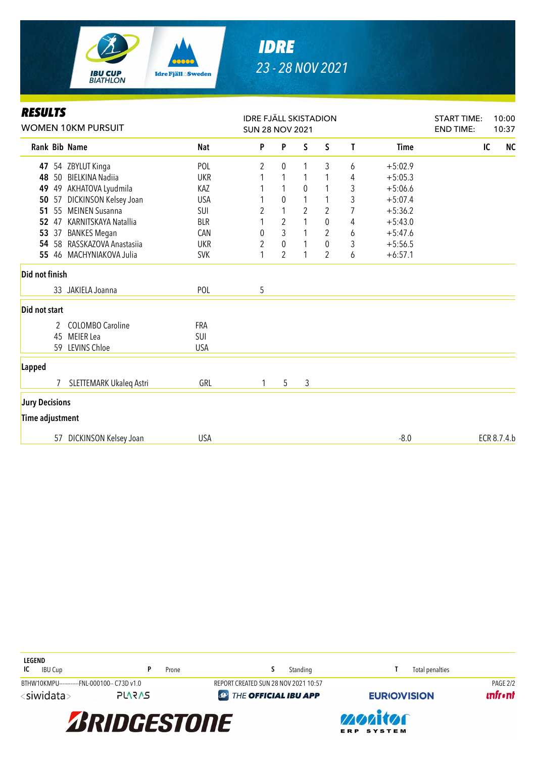# IDRE

23 - 28 NOV 2021

## RESULTS

WOMEN 10KM PURSUIT

IDRE FJÄLL SKISTADION
SUN 28 NOV 2021

START TIME: 10:00
END TIME: 10:37

| Rank | Bib | Name | Nat | P | P | S | S | T | Time | IC | NC |
|---|---|---|---|---|---|---|---|---|---|---|---|
| 47 | 54 | ZBYLUT Kinga | POL | 2 | 0 | 1 | 3 | 6 | +5:02.9 | | |
| 48 | 50 | BIELKINA Nadiia | UKR | 1 | 1 | 1 | 1 | 4 | +5:05.3 | | |
| 49 | 49 | AKHATOVA Lyudmila | KAZ | 1 | 1 | 0 | 1 | 3 | +5:06.6 | | |
| 50 | 57 | DICKINSON Kelsey Joan | USA | 1 | 0 | 1 | 1 | 3 | +5:07.4 | | |
| 51 | 55 | MEINEN Susanna | SUI | 2 | 1 | 2 | 2 | 7 | +5:36.2 | | |
| 52 | 47 | KARNITSKAYA Natallia | BLR | 1 | 2 | 1 | 0 | 4 | +5:43.0 | | |
| 53 | 37 | BANKES Megan | CAN | 0 | 3 | 1 | 2 | 6 | +5:47.6 | | |
| 54 | 58 | RASSKAZOVA Anastasiia | UKR | 2 | 0 | 1 | 0 | 3 | +5:56.5 | | |
| 55 | 46 | MACHYNIAKOVA Julia | SVK | 1 | 2 | 1 | 2 | 6 | +6:57.1 | | |
| **Did not finish** | | | | | | | | | | | |
| | 33 | JAKIELA Joanna | POL | 5 | | | | | | | |
| **Did not start** | | | | | | | | | | | |
| | 2 | COLOMBO Caroline | FRA | | | | | | | | |
| | 45 | MEIER Lea | SUI | | | | | | | | |
| | 59 | LEVINS Chloe | USA | | | | | | | | |
| **Lapped** | | | | | | | | | | | |
| | 7 | SLETTEMARK Ukaleq Astri | GRL | 1 | 5 | 3 | | | | | |

**Jury Decisions**

**Time adjustment**

| Bib | Name | Nat | Time | Rule |
|---|---|---|---|---|
| 57 | DICKINSON Kelsey Joan | USA | -8.0 | ECR 8.7.4.b |

LEGEND

IC IBU Cup | P Prone | S Standing | T Total penalties

BTHW10KMPU-----------FNL-000100-- C73D v1.0

REPORT CREATED SUN 28 NOV 2021 10:57